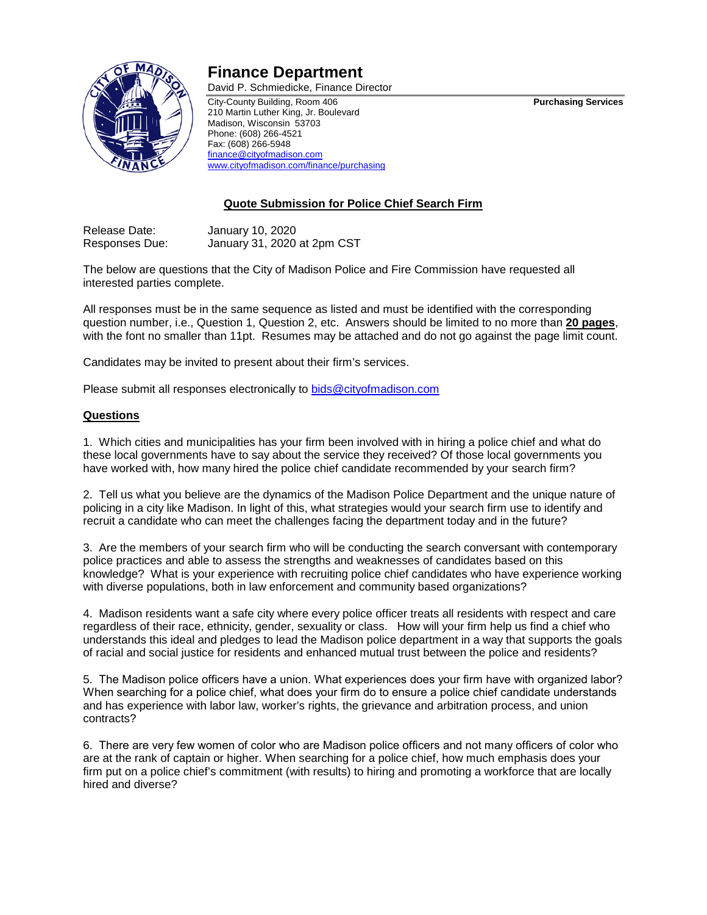# Finance Department

David P. Schmiedicke, Finance Director

City-County Building, Room 406
210 Martin Luther King, Jr. Boulevard
Madison, Wisconsin 53703
Phone: (608) 266-4521
Fax: (608) 266-5948
finance@cityofmadison.com
www.cityofmadison.com/finance/purchasing

**Purchasing Services**

## Quote Submission for Police Chief Search Firm

Release Date: January 10, 2020
Responses Due: January 31, 2020 at 2pm CST

The below are questions that the City of Madison Police and Fire Commission have requested all interested parties complete.

All responses must be in the same sequence as listed and must be identified with the corresponding question number, i.e., Question 1, Question 2, etc. Answers should be limited to no more than **20 pages**, with the font no smaller than 11pt. Resumes may be attached and do not go against the page limit count.

Candidates may be invited to present about their firm's services.

Please submit all responses electronically to bids@cityofmadison.com

### Questions

1. Which cities and municipalities has your firm been involved with in hiring a police chief and what do these local governments have to say about the service they received? Of those local governments you have worked with, how many hired the police chief candidate recommended by your search firm?

2. Tell us what you believe are the dynamics of the Madison Police Department and the unique nature of policing in a city like Madison. In light of this, what strategies would your search firm use to identify and recruit a candidate who can meet the challenges facing the department today and in the future?

3. Are the members of your search firm who will be conducting the search conversant with contemporary police practices and able to assess the strengths and weaknesses of candidates based on this knowledge? What is your experience with recruiting police chief candidates who have experience working with diverse populations, both in law enforcement and community based organizations?

4. Madison residents want a safe city where every police officer treats all residents with respect and care regardless of their race, ethnicity, gender, sexuality or class. How will your firm help us find a chief who understands this ideal and pledges to lead the Madison police department in a way that supports the goals of racial and social justice for residents and enhanced mutual trust between the police and residents?

5. The Madison police officers have a union. What experiences does your firm have with organized labor? When searching for a police chief, what does your firm do to ensure a police chief candidate understands and has experience with labor law, worker's rights, the grievance and arbitration process, and union contracts?

6. There are very few women of color who are Madison police officers and not many officers of color who are at the rank of captain or higher. When searching for a police chief, how much emphasis does your firm put on a police chief's commitment (with results) to hiring and promoting a workforce that are locally hired and diverse?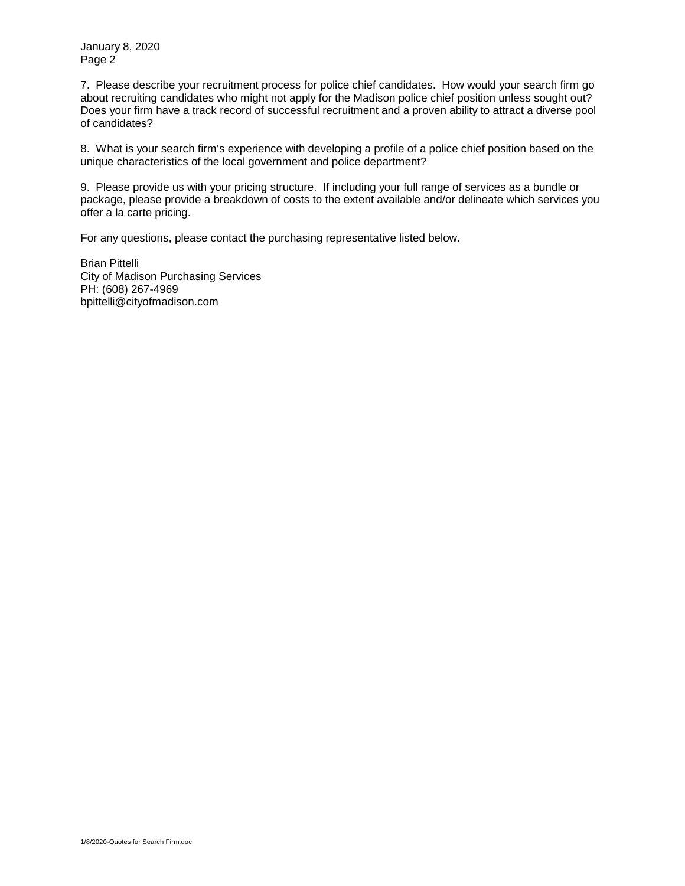7. Please describe your recruitment process for police chief candidates. How would your search firm go about recruiting candidates who might not apply for the Madison police chief position unless sought out? Does your firm have a track record of successful recruitment and a proven ability to attract a diverse pool of candidates?

8. What is your search firm's experience with developing a profile of a police chief position based on the unique characteristics of the local government and police department?

9. Please provide us with your pricing structure. If including your full range of services as a bundle or package, please provide a breakdown of costs to the extent available and/or delineate which services you offer a la carte pricing.

For any questions, please contact the purchasing representative listed below.

Brian Pittelli
City of Madison Purchasing Services
PH: (608) 267-4969
bpittelli@cityofmadison.com